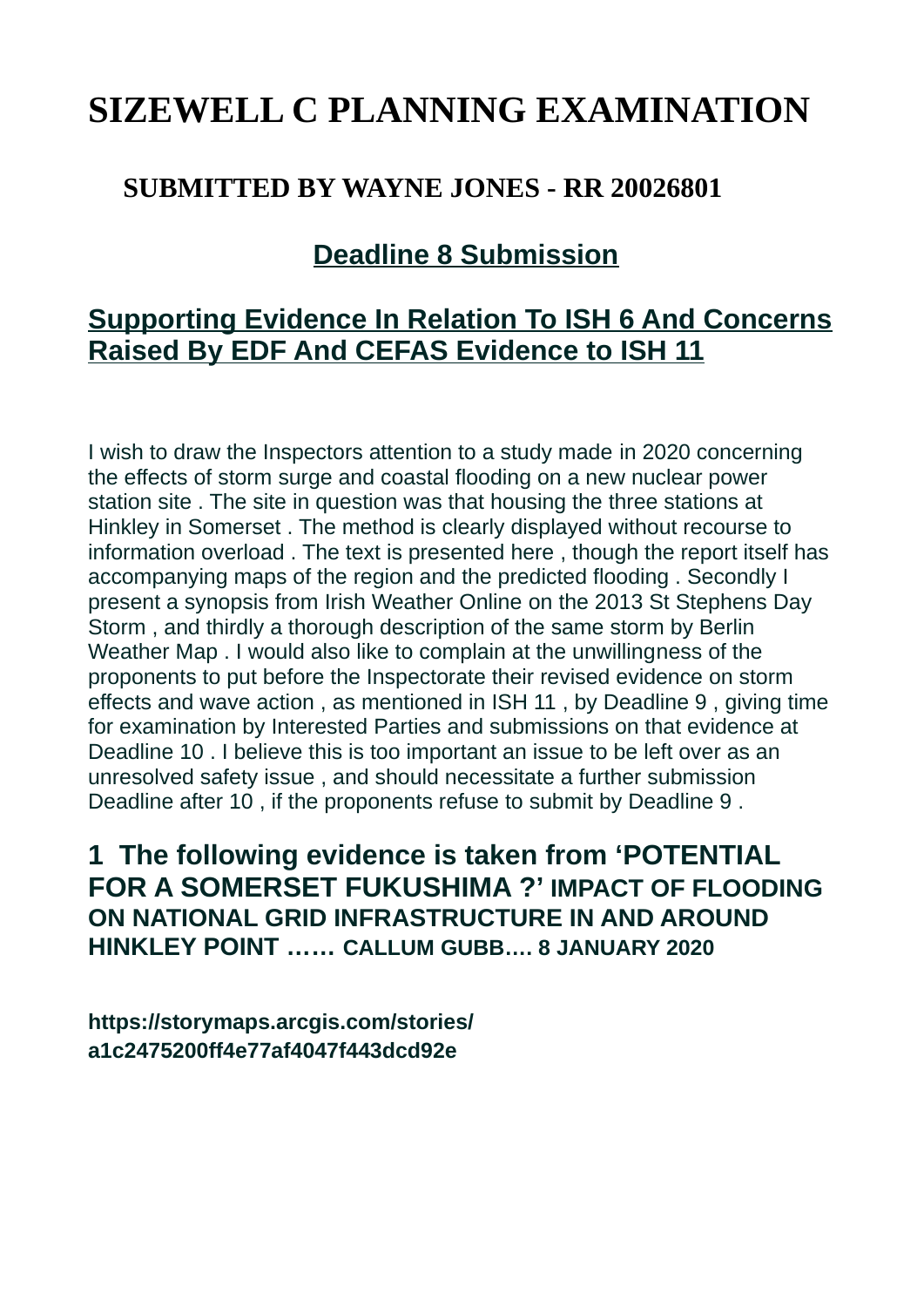# SIZEWELL C PLANNING EXAMINATION

## SUBMITTED BY WAYNE JONES - RR 20026801

## Deadline 8 Submission

## Supporting Evidence In Relation To ISH 6 And Concerns Raised By EDF And CEFAS Evidence to ISH 11

I wish to draw the Inspectors attention to a study made in 2020 concerning the effects of storm surge and coastal flooding on a new nuclear power station site . The site in question was that housing the three stations at Hinkley in Somerset . The method is clearly displayed without recourse to information overload . The text is presented here , though the report itself has accompanying maps of the region and the predicted flooding . Secondly I present a synopsis from Irish Weather Online on the 2013 St Stephens Day Storm , and thirdly a thorough description of the same storm by Berlin Weather Map . I would also like to complain at the unwillingness of the proponents to put before the Inspectorate their revised evidence on storm effects and wave action , as mentioned in ISH 11 , by Deadline 9 , giving time for examination by Interested Parties and submissions on that evidence at Deadline 10 . I believe this is too important an issue to be left over as an unresolved safety issue , and should necessitate a further submission Deadline after 10 , if the proponents refuse to submit by Deadline 9 .

### 1 The following evidence is taken from 'POTENTIAL FOR A SOMERSET FUKUSHIMA ?' IMPACT OF FLOODING ON NATIONAL GRID INFRASTRUCTURE IN AND AROUND HINKLEY POINT …… CALLUM GUBB…. 8 JANUARY 2020

**https://storymaps.arcgis.com/stories/a1c2475200ff4e77af4047f443dcd92e**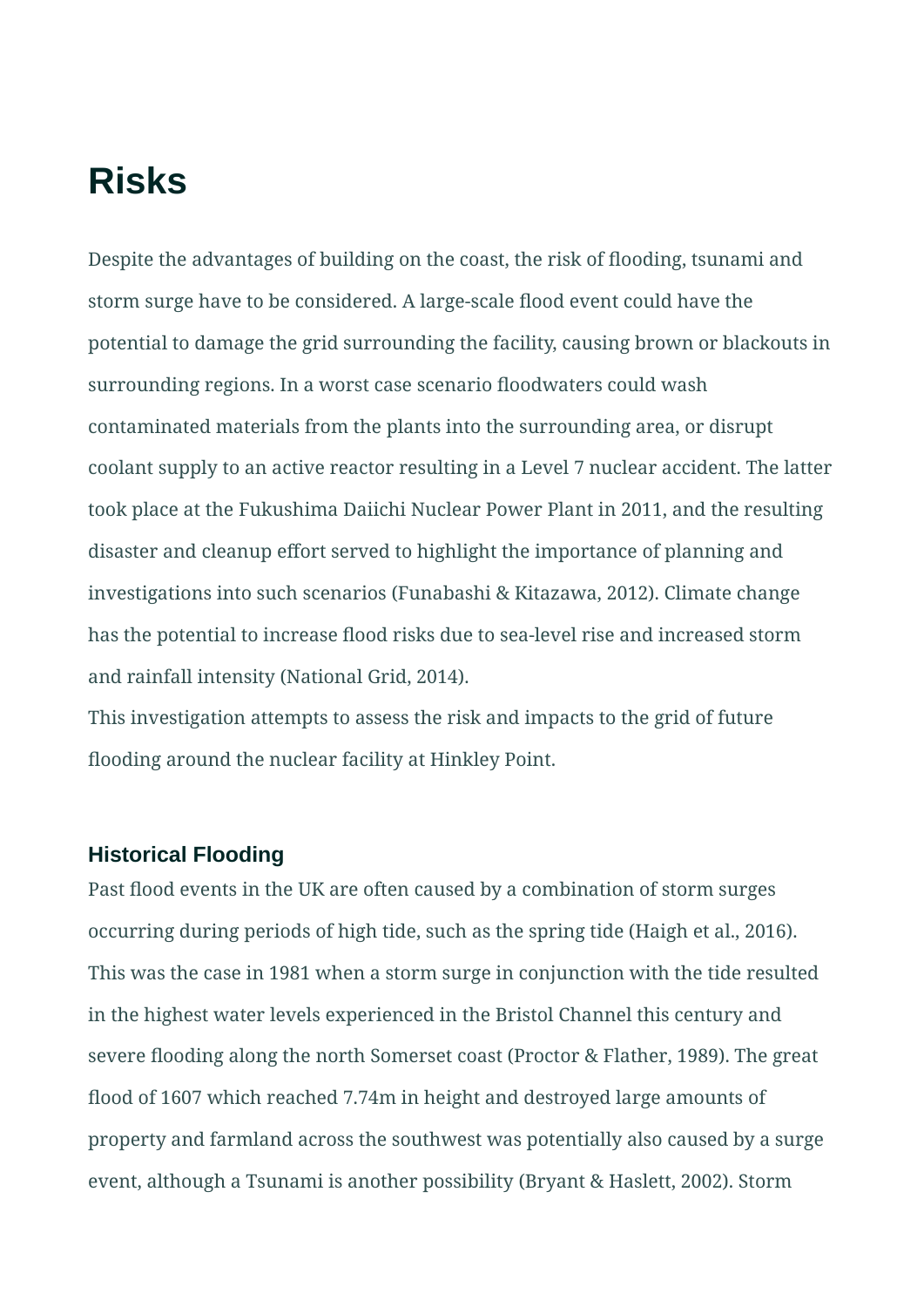# Risks

Despite the advantages of building on the coast, the risk of flooding, tsunami and storm surge have to be considered. A large-scale flood event could have the potential to damage the grid surrounding the facility, causing brown or blackouts in surrounding regions. In a worst case scenario floodwaters could wash contaminated materials from the plants into the surrounding area, or disrupt coolant supply to an active reactor resulting in a Level 7 nuclear accident. The latter took place at the Fukushima Daiichi Nuclear Power Plant in 2011, and the resulting disaster and cleanup effort served to highlight the importance of planning and investigations into such scenarios (Funabashi & Kitazawa, 2012). Climate change has the potential to increase flood risks due to sea-level rise and increased storm and rainfall intensity (National Grid, 2014).
This investigation attempts to assess the risk and impacts to the grid of future flooding around the nuclear facility at Hinkley Point.

### Historical Flooding

Past flood events in the UK are often caused by a combination of storm surges occurring during periods of high tide, such as the spring tide (Haigh et al., 2016). This was the case in 1981 when a storm surge in conjunction with the tide resulted in the highest water levels experienced in the Bristol Channel this century and severe flooding along the north Somerset coast (Proctor & Flather, 1989). The great flood of 1607 which reached 7.74m in height and destroyed large amounts of property and farmland across the southwest was potentially also caused by a surge event, although a Tsunami is another possibility (Bryant & Haslett, 2002). Storm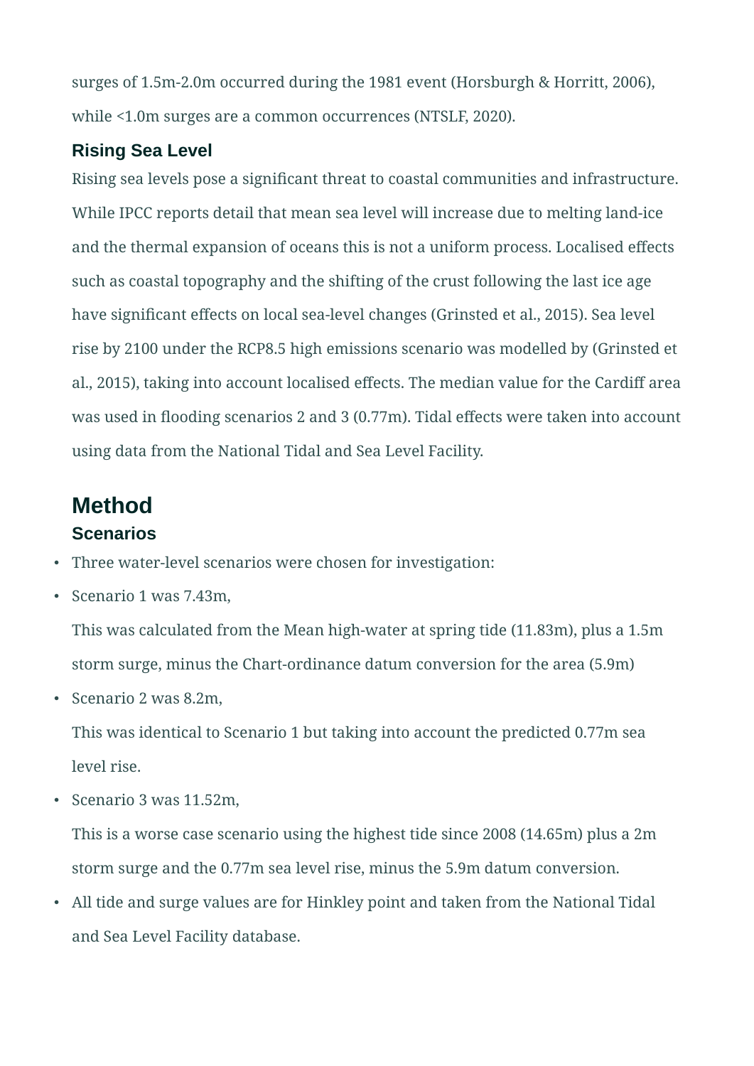surges of 1.5m-2.0m occurred during the 1981 event (Horsburgh & Horritt, 2006), while <1.0m surges are a common occurrences (NTSLF, 2020).

### Rising Sea Level

Rising sea levels pose a significant threat to coastal communities and infrastructure. While IPCC reports detail that mean sea level will increase due to melting land-ice and the thermal expansion of oceans this is not a uniform process. Localised effects such as coastal topography and the shifting of the crust following the last ice age have significant effects on local sea-level changes (Grinsted et al., 2015). Sea level rise by 2100 under the RCP8.5 high emissions scenario was modelled by (Grinsted et al., 2015), taking into account localised effects. The median value for the Cardiff area was used in flooding scenarios 2 and 3 (0.77m). Tidal effects were taken into account using data from the National Tidal and Sea Level Facility.

## Method

### Scenarios

- Three water-level scenarios were chosen for investigation:
- Scenario 1 was 7.43m,

  This was calculated from the Mean high-water at spring tide (11.83m), plus a 1.5m storm surge, minus the Chart-ordinance datum conversion for the area (5.9m)
- Scenario 2 was 8.2m,

  This was identical to Scenario 1 but taking into account the predicted 0.77m sea level rise.
- Scenario 3 was 11.52m,

  This is a worse case scenario using the highest tide since 2008 (14.65m) plus a 2m storm surge and the 0.77m sea level rise, minus the 5.9m datum conversion.
- All tide and surge values are for Hinkley point and taken from the National Tidal and Sea Level Facility database.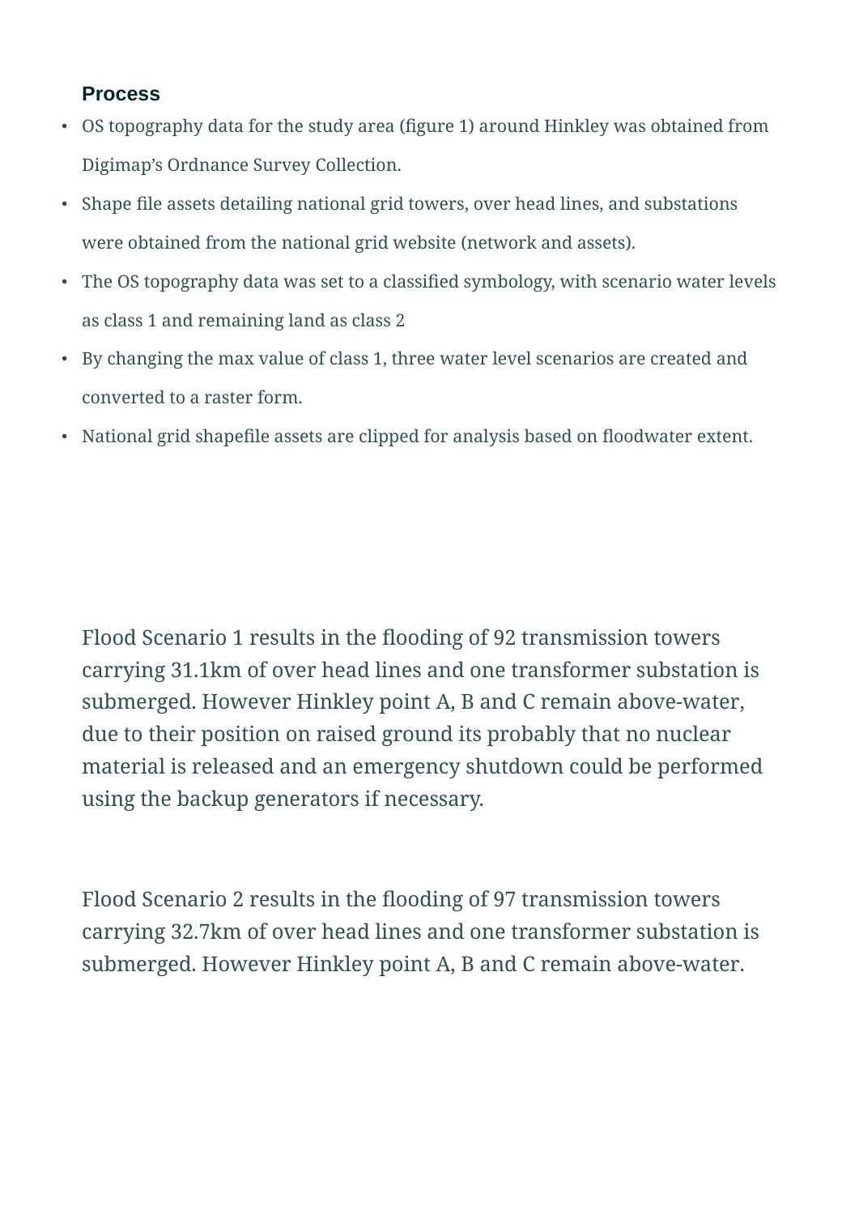### Process

- OS topography data for the study area (figure 1) around Hinkley was obtained from Digimap's Ordnance Survey Collection.
- Shape file assets detailing national grid towers, over head lines, and substations were obtained from the national grid website (network and assets).
- The OS topography data was set to a classified symbology, with scenario water levels as class 1 and remaining land as class 2
- By changing the max value of class 1, three water level scenarios are created and converted to a raster form.
- National grid shapefile assets are clipped for analysis based on floodwater extent.

Flood Scenario 1 results in the flooding of 92 transmission towers carrying 31.1km of over head lines and one transformer substation is submerged. However Hinkley point A, B and C remain above-water, due to their position on raised ground its probably that no nuclear material is released and an emergency shutdown could be performed using the backup generators if necessary.

Flood Scenario 2 results in the flooding of 97 transmission towers carrying 32.7km of over head lines and one transformer substation is submerged. However Hinkley point A, B and C remain above-water.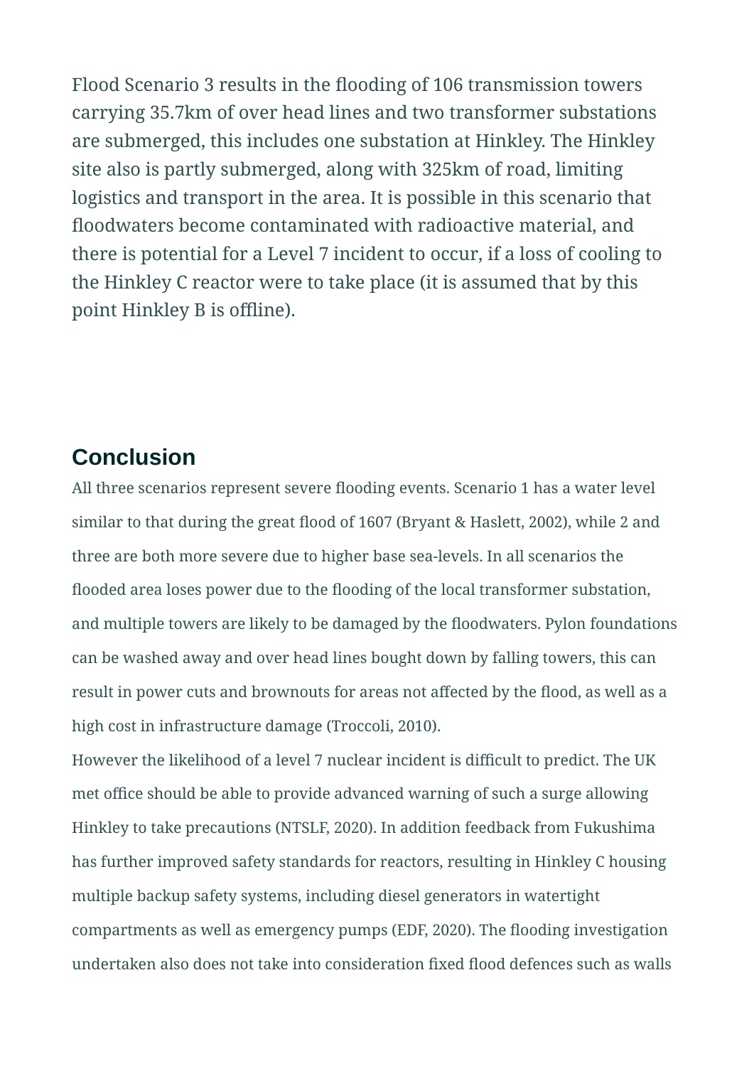Flood Scenario 3 results in the flooding of 106 transmission towers carrying 35.7km of over head lines and two transformer substations are submerged, this includes one substation at Hinkley. The Hinkley site also is partly submerged, along with 325km of road, limiting logistics and transport in the area. It is possible in this scenario that floodwaters become contaminated with radioactive material, and there is potential for a Level 7 incident to occur, if a loss of cooling to the Hinkley C reactor were to take place (it is assumed that by this point Hinkley B is offline).

## Conclusion

All three scenarios represent severe flooding events. Scenario 1 has a water level similar to that during the great flood of 1607 (Bryant & Haslett, 2002), while 2 and three are both more severe due to higher base sea-levels. In all scenarios the flooded area loses power due to the flooding of the local transformer substation, and multiple towers are likely to be damaged by the floodwaters. Pylon foundations can be washed away and over head lines bought down by falling towers, this can result in power cuts and brownouts for areas not affected by the flood, as well as a high cost in infrastructure damage (Troccoli, 2010).

However the likelihood of a level 7 nuclear incident is difficult to predict. The UK met office should be able to provide advanced warning of such a surge allowing Hinkley to take precautions (NTSLF, 2020). In addition feedback from Fukushima has further improved safety standards for reactors, resulting in Hinkley C housing multiple backup safety systems, including diesel generators in watertight compartments as well as emergency pumps (EDF, 2020). The flooding investigation undertaken also does not take into consideration fixed flood defences such as walls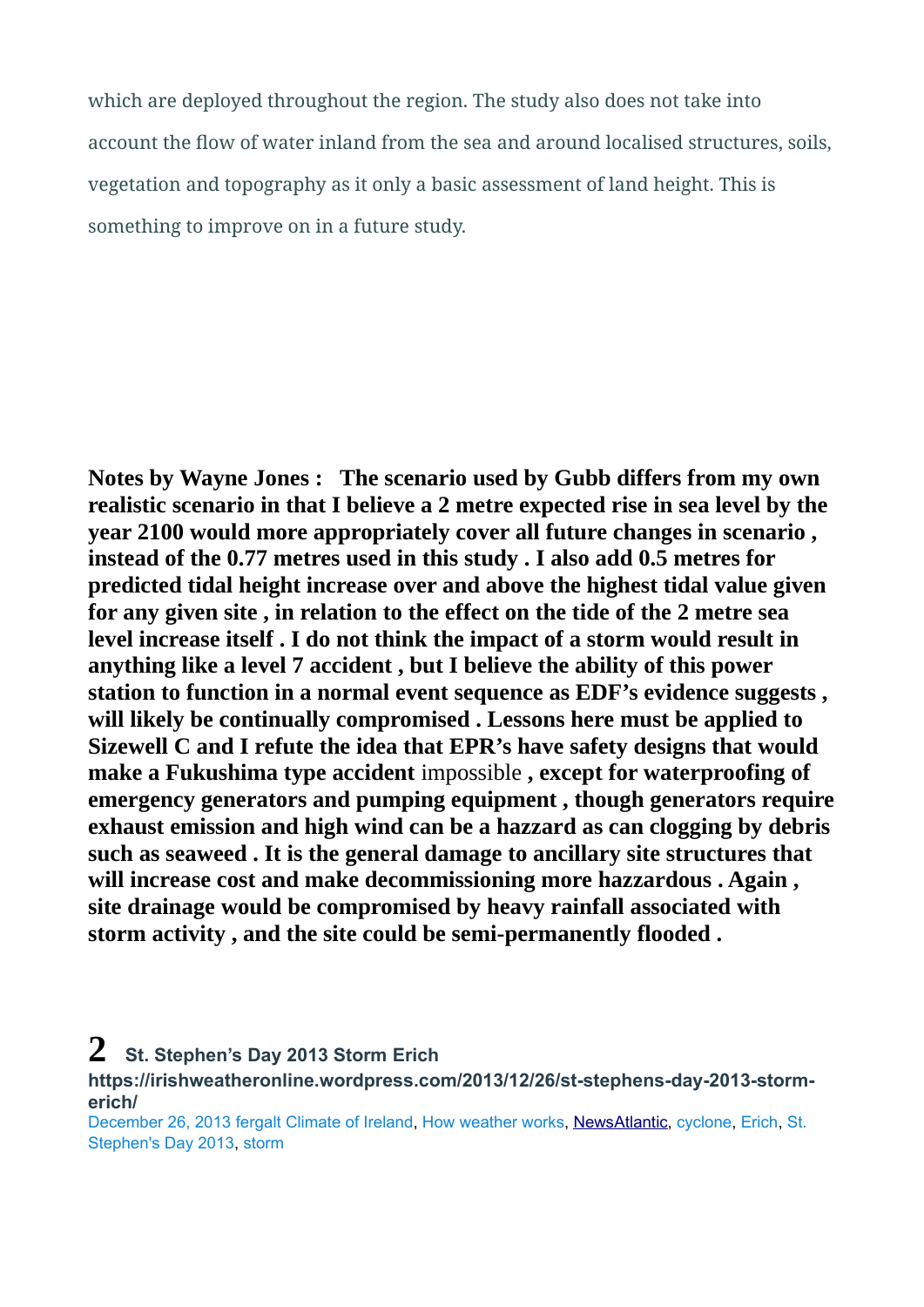which are deployed throughout the region. The study also does not take into account the flow of water inland from the sea and around localised structures, soils, vegetation and topography as it only a basic assessment of land height. This is something to improve on in a future study.

**Notes by Wayne Jones : The scenario used by Gubb differs from my own realistic scenario in that I believe a 2 metre expected rise in sea level by the year 2100 would more appropriately cover all future changes in scenario , instead of the 0.77 metres used in this study . I also add 0.5 metres for predicted tidal height increase over and above the highest tidal value given for any given site , in relation to the effect on the tide of the 2 metre sea level increase itself . I do not think the impact of a storm would result in anything like a level 7 accident , but I believe the ability of this power station to function in a normal event sequence as EDF's evidence suggests , will likely be continually compromised . Lessons here must be applied to Sizewell C and I refute the idea that EPR's have safety designs that would make a Fukushima type accident** impossible **, except for waterproofing of emergency generators and pumping equipment , though generators require exhaust emission and high wind can be a hazzard as can clogging by debris such as seaweed . It is the general damage to ancillary site structures that will increase cost and make decommissioning more hazzardous . Again , site drainage would be compromised by heavy rainfall associated with storm activity , and the site could be semi-permanently flooded .**

## 2 St. Stephen's Day 2013 Storm Erich

**https://irishweatheronline.wordpress.com/2013/12/26/st-stephens-day-2013-storm-erich/**

December 26, 2013 fergalt Climate of Ireland, How weather works, NewsAtlantic, cyclone, Erich, St. Stephen's Day 2013, storm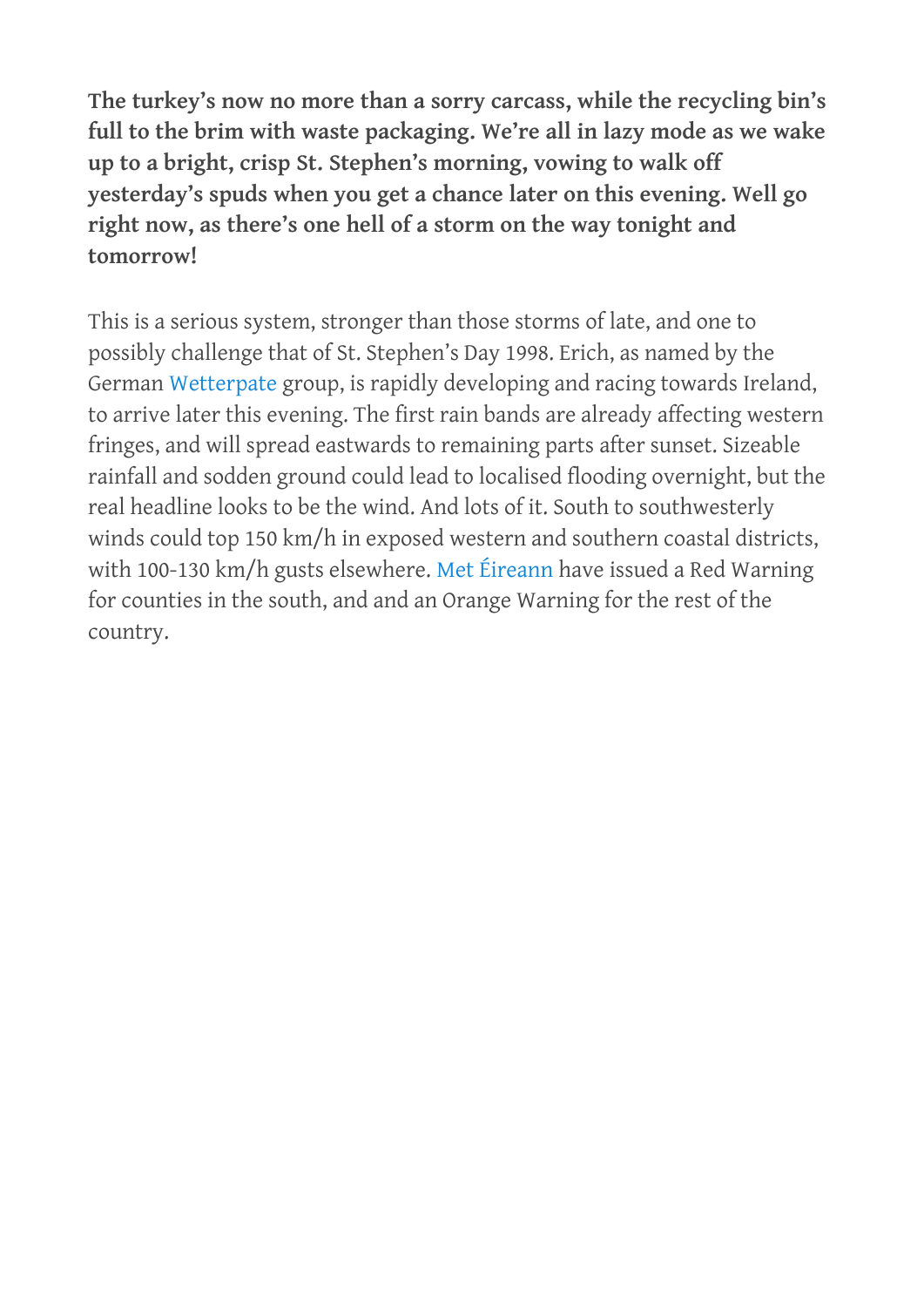**The turkey's now no more than a sorry carcass, while the recycling bin's full to the brim with waste packaging. We're all in lazy mode as we wake up to a bright, crisp St. Stephen's morning, vowing to walk off yesterday's spuds when you get a chance later on this evening. Well go right now, as there's one hell of a storm on the way tonight and tomorrow!**

This is a serious system, stronger than those storms of late, and one to possibly challenge that of St. Stephen's Day 1998. Erich, as named by the German Wetterpate group, is rapidly developing and racing towards Ireland, to arrive later this evening. The first rain bands are already affecting western fringes, and will spread eastwards to remaining parts after sunset. Sizeable rainfall and sodden ground could lead to localised flooding overnight, but the real headline looks to be the wind. And lots of it. South to southwesterly winds could top 150 km/h in exposed western and southern coastal districts, with 100-130 km/h gusts elsewhere. Met Éireann have issued a Red Warning for counties in the south, and and an Orange Warning for the rest of the country.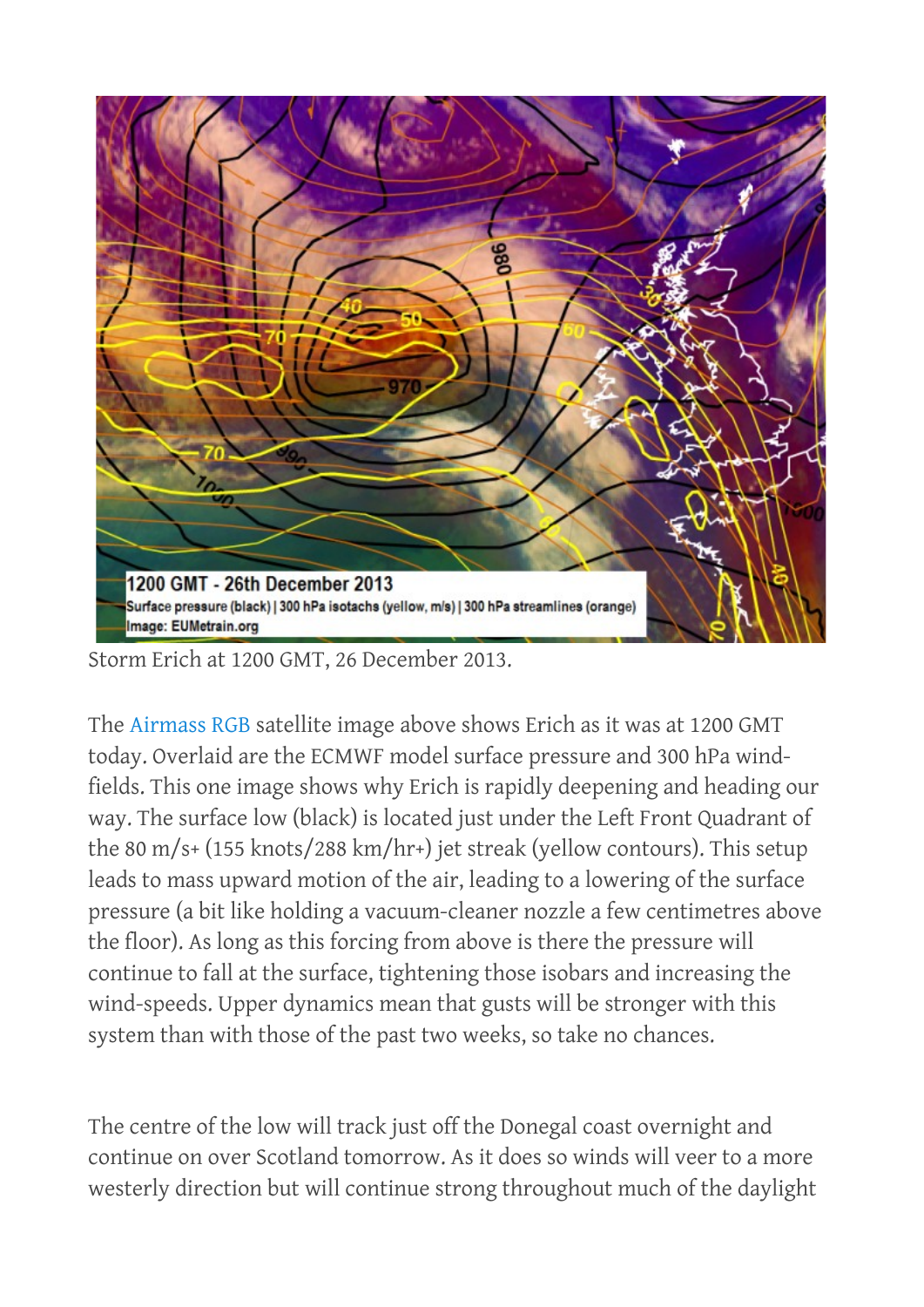Storm Erich at 1200 GMT, 26 December 2013.

The Airmass RGB satellite image above shows Erich as it was at 1200 GMT today. Overlaid are the ECMWF model surface pressure and 300 hPa wind-fields. This one image shows why Erich is rapidly deepening and heading our way. The surface low (black) is located just under the Left Front Quadrant of the 80 m/s+ (155 knots/288 km/hr+) jet streak (yellow contours). This setup leads to mass upward motion of the air, leading to a lowering of the surface pressure (a bit like holding a vacuum-cleaner nozzle a few centimetres above the floor). As long as this forcing from above is there the pressure will continue to fall at the surface, tightening those isobars and increasing the wind-speeds. Upper dynamics mean that gusts will be stronger with this system than with those of the past two weeks, so take no chances.

The centre of the low will track just off the Donegal coast overnight and continue on over Scotland tomorrow. As it does so winds will veer to a more westerly direction but will continue strong throughout much of the daylight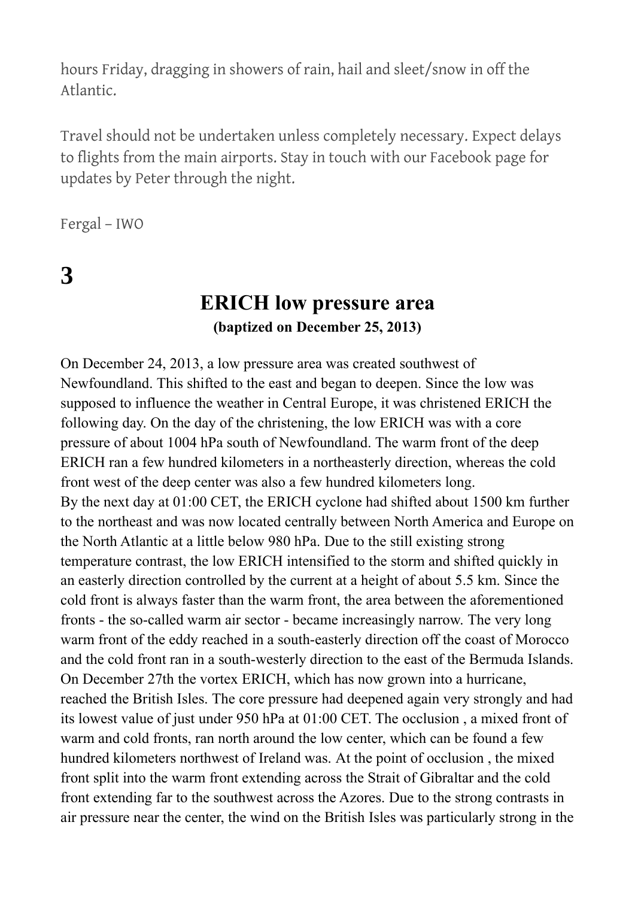hours Friday, dragging in showers of rain, hail and sleet/snow in off the Atlantic.

Travel should not be undertaken unless completely necessary. Expect delays to flights from the main airports. Stay in touch with our Facebook page for updates by Peter through the night.

Fergal – IWO

# 3

## ERICH low pressure area

**(baptized on December 25, 2013)**

On December 24, 2013, a low pressure area was created southwest of Newfoundland. This shifted to the east and began to deepen. Since the low was supposed to influence the weather in Central Europe, it was christened ERICH the following day. On the day of the christening, the low ERICH was with a core pressure of about 1004 hPa south of Newfoundland. The warm front of the deep ERICH ran a few hundred kilometers in a northeasterly direction, whereas the cold front west of the deep center was also a few hundred kilometers long.
By the next day at 01:00 CET, the ERICH cyclone had shifted about 1500 km further to the northeast and was now located centrally between North America and Europe on the North Atlantic at a little below 980 hPa. Due to the still existing strong temperature contrast, the low ERICH intensified to the storm and shifted quickly in an easterly direction controlled by the current at a height of about 5.5 km. Since the cold front is always faster than the warm front, the area between the aforementioned fronts - the so-called warm air sector - became increasingly narrow. The very long warm front of the eddy reached in a south-easterly direction off the coast of Morocco and the cold front ran in a south-westerly direction to the east of the Bermuda Islands.
On December 27th the vortex ERICH, which has now grown into a hurricane, reached the British Isles. The core pressure had deepened again very strongly and had its lowest value of just under 950 hPa at 01:00 CET. The occlusion , a mixed front of warm and cold fronts, ran north around the low center, which can be found a few hundred kilometers northwest of Ireland was. At the point of occlusion , the mixed front split into the warm front extending across the Strait of Gibraltar and the cold front extending far to the southwest across the Azores. Due to the strong contrasts in air pressure near the center, the wind on the British Isles was particularly strong in the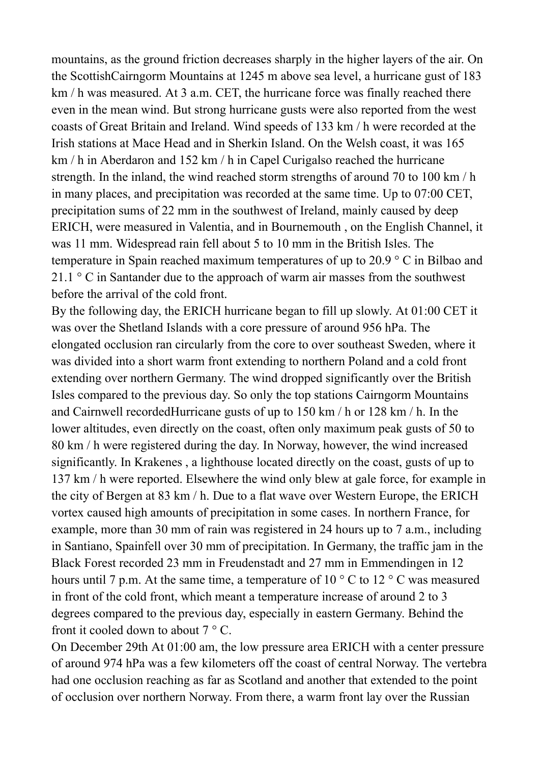mountains, as the ground friction decreases sharply in the higher layers of the air. On the ScottishCairngorm Mountains at 1245 m above sea level, a hurricane gust of 183 km / h was measured. At 3 a.m. CET, the hurricane force was finally reached there even in the mean wind. But strong hurricane gusts were also reported from the west coasts of Great Britain and Ireland. Wind speeds of 133 km / h were recorded at the Irish stations at Mace Head and in Sherkin Island. On the Welsh coast, it was 165 km / h in Aberdaron and 152 km / h in Capel Curigalso reached the hurricane strength. In the inland, the wind reached storm strengths of around 70 to 100 km / h in many places, and precipitation was recorded at the same time. Up to 07:00 CET, precipitation sums of 22 mm in the southwest of Ireland, mainly caused by deep ERICH, were measured in Valentia, and in Bournemouth , on the English Channel, it was 11 mm. Widespread rain fell about 5 to 10 mm in the British Isles. The temperature in Spain reached maximum temperatures of up to 20.9 ° C in Bilbao and 21.1 ° C in Santander due to the approach of warm air masses from the southwest before the arrival of the cold front.

By the following day, the ERICH hurricane began to fill up slowly. At 01:00 CET it was over the Shetland Islands with a core pressure of around 956 hPa. The elongated occlusion ran circularly from the core to over southeast Sweden, where it was divided into a short warm front extending to northern Poland and a cold front extending over northern Germany. The wind dropped significantly over the British Isles compared to the previous day. So only the top stations Cairngorm Mountains and Cairnwell recordedHurricane gusts of up to 150 km / h or 128 km / h. In the lower altitudes, even directly on the coast, often only maximum peak gusts of 50 to 80 km / h were registered during the day. In Norway, however, the wind increased significantly. In Krakenes , a lighthouse located directly on the coast, gusts of up to 137 km / h were reported. Elsewhere the wind only blew at gale force, for example in the city of Bergen at 83 km / h. Due to a flat wave over Western Europe, the ERICH vortex caused high amounts of precipitation in some cases. In northern France, for example, more than 30 mm of rain was registered in 24 hours up to 7 a.m., including in Santiano, Spainfell over 30 mm of precipitation. In Germany, the traffic jam in the Black Forest recorded 23 mm in Freudenstadt and 27 mm in Emmendingen in 12 hours until 7 p.m. At the same time, a temperature of 10 ° C to 12 ° C was measured in front of the cold front, which meant a temperature increase of around 2 to 3 degrees compared to the previous day, especially in eastern Germany. Behind the front it cooled down to about 7 ° C.

On December 29th At 01:00 am, the low pressure area ERICH with a center pressure of around 974 hPa was a few kilometers off the coast of central Norway. The vertebra had one occlusion reaching as far as Scotland and another that extended to the point of occlusion over northern Norway. From there, a warm front lay over the Russian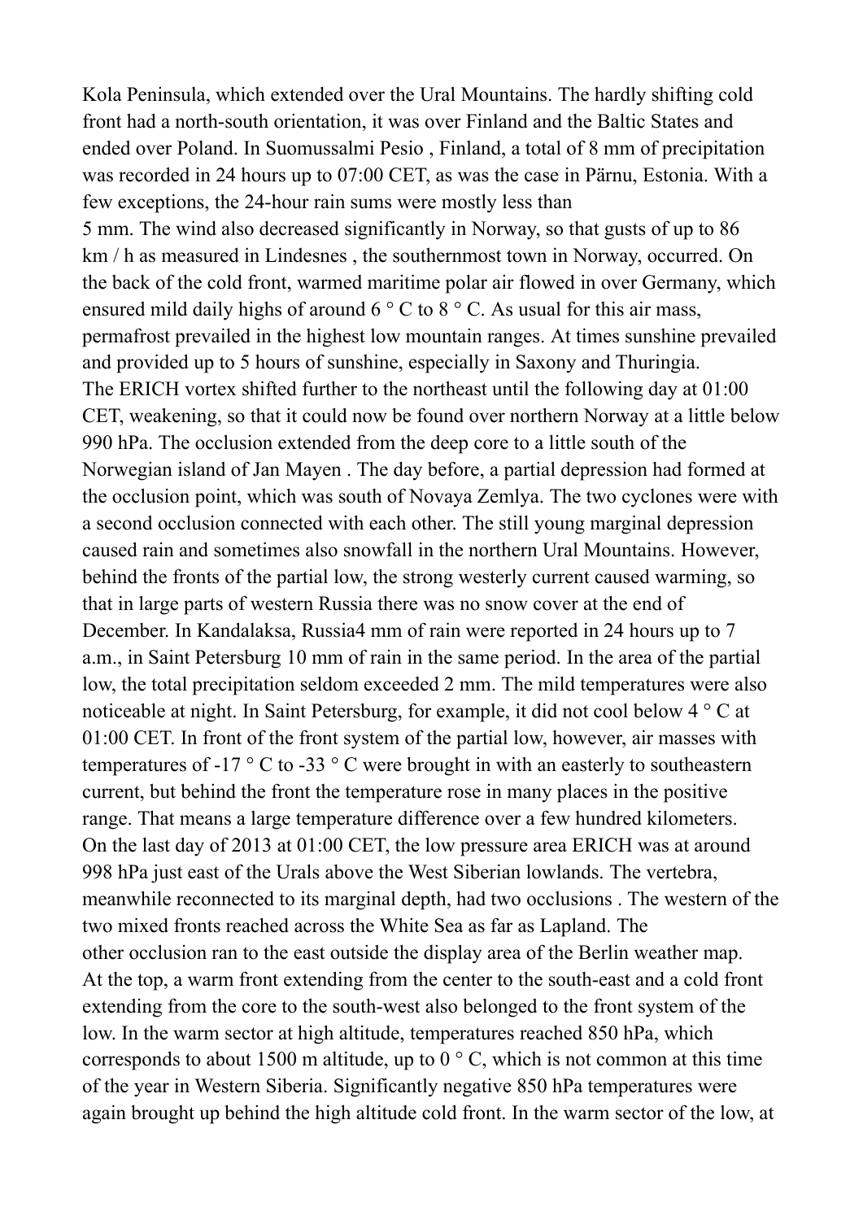Kola Peninsula, which extended over the Ural Mountains. The hardly shifting cold front had a north-south orientation, it was over Finland and the Baltic States and ended over Poland. In Suomussalmi Pesio , Finland, a total of 8 mm of precipitation was recorded in 24 hours up to 07:00 CET, as was the case in Pärnu, Estonia. With a few exceptions, the 24-hour rain sums were mostly less than
5 mm. The wind also decreased significantly in Norway, so that gusts of up to 86 km / h as measured in Lindesnes , the southernmost town in Norway, occurred. On the back of the cold front, warmed maritime polar air flowed in over Germany, which ensured mild daily highs of around 6 ° C to 8 ° C. As usual for this air mass, permafrost prevailed in the highest low mountain ranges. At times sunshine prevailed and provided up to 5 hours of sunshine, especially in Saxony and Thuringia.
The ERICH vortex shifted further to the northeast until the following day at 01:00 CET, weakening, so that it could now be found over northern Norway at a little below 990 hPa. The occlusion extended from the deep core to a little south of the Norwegian island of Jan Mayen . The day before, a partial depression had formed at the occlusion point, which was south of Novaya Zemlya. The two cyclones were with a second occlusion connected with each other. The still young marginal depression caused rain and sometimes also snowfall in the northern Ural Mountains. However, behind the fronts of the partial low, the strong westerly current caused warming, so that in large parts of western Russia there was no snow cover at the end of December. In Kandalaksa, Russia4 mm of rain were reported in 24 hours up to 7 a.m., in Saint Petersburg 10 mm of rain in the same period. In the area of the partial low, the total precipitation seldom exceeded 2 mm. The mild temperatures were also noticeable at night. In Saint Petersburg, for example, it did not cool below 4 ° C at 01:00 CET. In front of the front system of the partial low, however, air masses with temperatures of -17 ° C to -33 ° C were brought in with an easterly to southeastern current, but behind the front the temperature rose in many places in the positive range. That means a large temperature difference over a few hundred kilometers.
On the last day of 2013 at 01:00 CET, the low pressure area ERICH was at around 998 hPa just east of the Urals above the West Siberian lowlands. The vertebra, meanwhile reconnected to its marginal depth, had two occlusions . The western of the two mixed fronts reached across the White Sea as far as Lapland. The
other occlusion ran to the east outside the display area of the Berlin weather map.
At the top, a warm front extending from the center to the south-east and a cold front extending from the core to the south-west also belonged to the front system of the low. In the warm sector at high altitude, temperatures reached 850 hPa, which corresponds to about 1500 m altitude, up to 0 ° C, which is not common at this time of the year in Western Siberia. Significantly negative 850 hPa temperatures were again brought up behind the high altitude cold front. In the warm sector of the low, at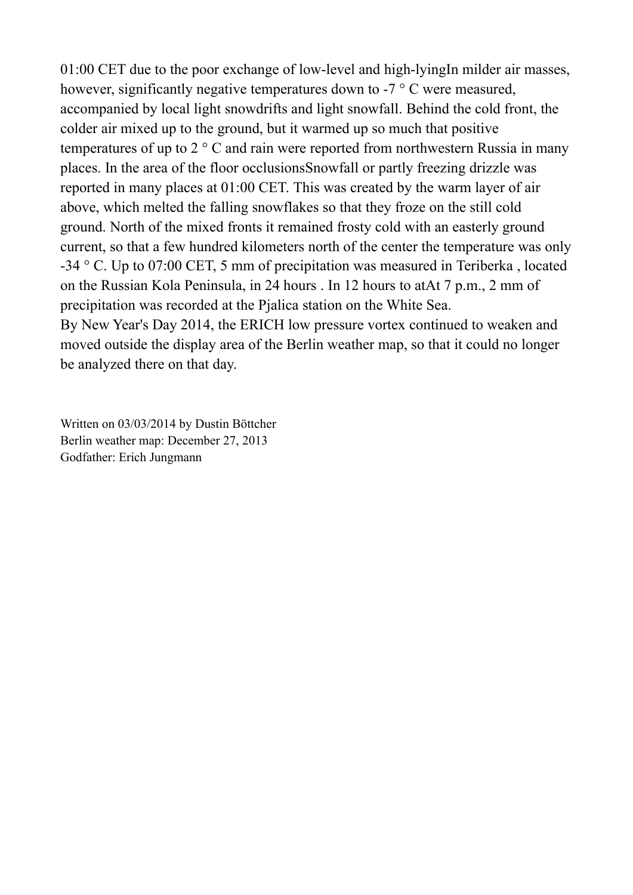01:00 CET due to the poor exchange of low-level and high-lyingIn milder air masses, however, significantly negative temperatures down to -7 ° C were measured, accompanied by local light snowdrifts and light snowfall. Behind the cold front, the colder air mixed up to the ground, but it warmed up so much that positive temperatures of up to 2 ° C and rain were reported from northwestern Russia in many places. In the area of the floor occlusionsSnowfall or partly freezing drizzle was reported in many places at 01:00 CET. This was created by the warm layer of air above, which melted the falling snowflakes so that they froze on the still cold ground. North of the mixed fronts it remained frosty cold with an easterly ground current, so that a few hundred kilometers north of the center the temperature was only -34 ° C. Up to 07:00 CET, 5 mm of precipitation was measured in Teriberka , located on the Russian Kola Peninsula, in 24 hours . In 12 hours to atAt 7 p.m., 2 mm of precipitation was recorded at the Pjalica station on the White Sea.
By New Year's Day 2014, the ERICH low pressure vortex continued to weaken and moved outside the display area of the Berlin weather map, so that it could no longer be analyzed there on that day.

Written on 03/03/2014 by Dustin Böttcher
Berlin weather map: December 27, 2013
Godfather: Erich Jungmann